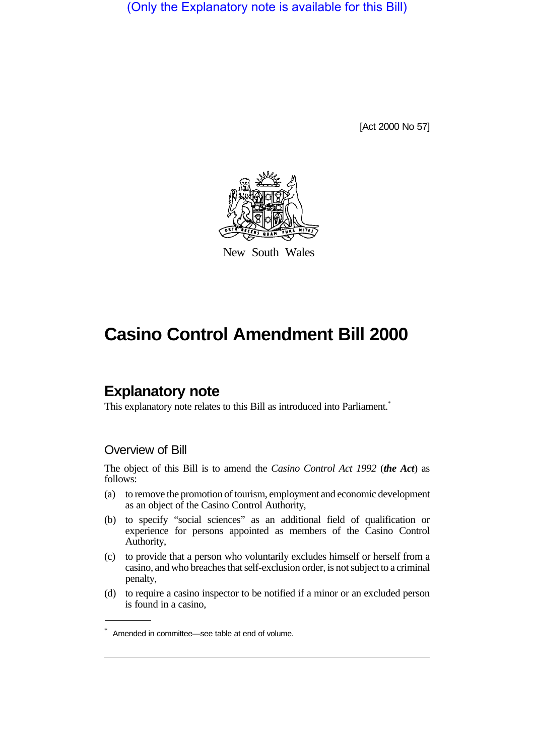(Only the Explanatory note is available for this Bill)

[Act 2000 No 57]

New South Wales

# Casino Control Amendment Bill 2000

## Explanatory note

This explanatory note relates to this Bill as introduced into Parliament.*

### Overview of Bill

The object of this Bill is to amend the *Casino Control Act 1992* (***the Act***) as follows:

(a) to remove the promotion of tourism, employment and economic development as an object of the Casino Control Authority,

(b) to specify "social sciences" as an additional field of qualification or experience for persons appointed as members of the Casino Control Authority,

(c) to provide that a person who voluntarily excludes himself or herself from a casino, and who breaches that self-exclusion order, is not subject to a criminal penalty,

(d) to require a casino inspector to be notified if a minor or an excluded person is found in a casino,

---

\* Amended in committee—see table at end of volume.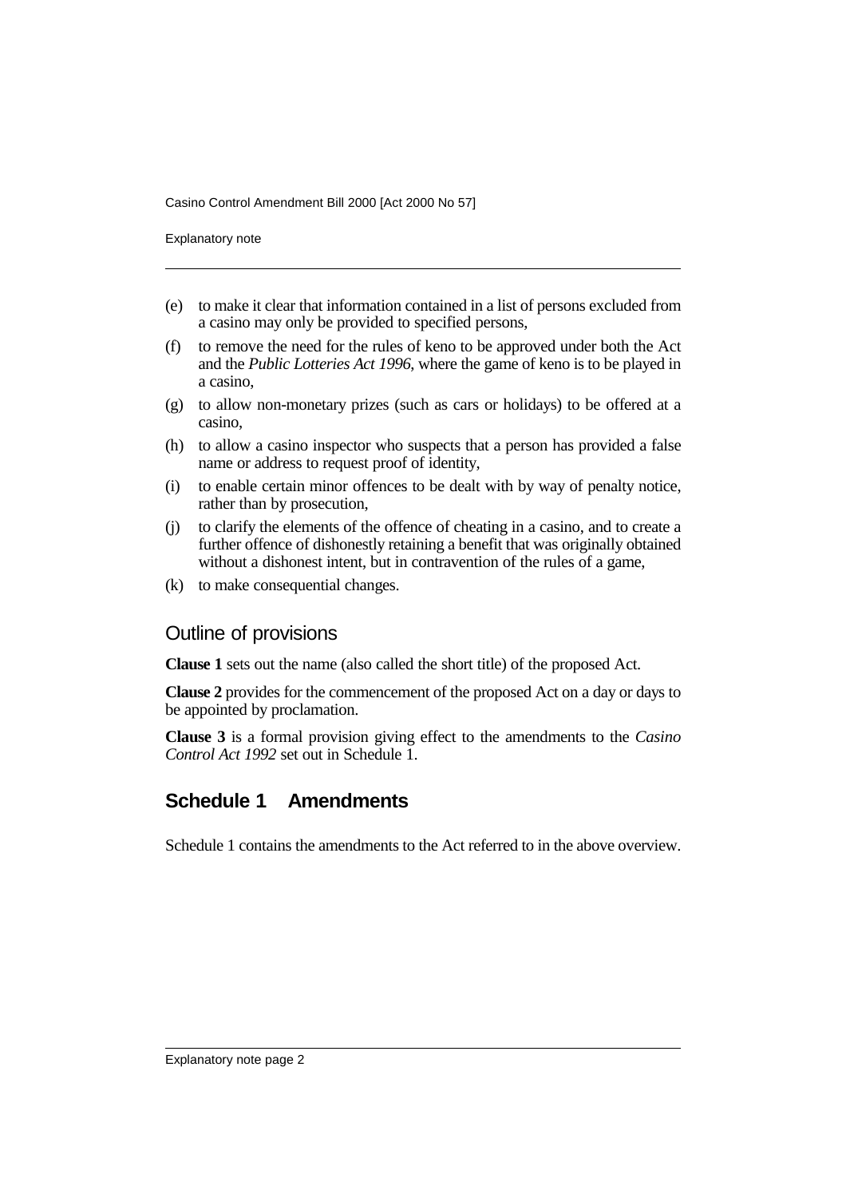(e) to make it clear that information contained in a list of persons excluded from a casino may only be provided to specified persons,

(f) to remove the need for the rules of keno to be approved under both the Act and the *Public Lotteries Act 1996*, where the game of keno is to be played in a casino,

(g) to allow non-monetary prizes (such as cars or holidays) to be offered at a casino,

(h) to allow a casino inspector who suspects that a person has provided a false name or address to request proof of identity,

(i) to enable certain minor offences to be dealt with by way of penalty notice, rather than by prosecution,

(j) to clarify the elements of the offence of cheating in a casino, and to create a further offence of dishonestly retaining a benefit that was originally obtained without a dishonest intent, but in contravention of the rules of a game,

(k) to make consequential changes.

## Outline of provisions

**Clause 1** sets out the name (also called the short title) of the proposed Act.

**Clause 2** provides for the commencement of the proposed Act on a day or days to be appointed by proclamation.

**Clause 3** is a formal provision giving effect to the amendments to the *Casino Control Act 1992* set out in Schedule 1.

## Schedule 1 Amendments

Schedule 1 contains the amendments to the Act referred to in the above overview.